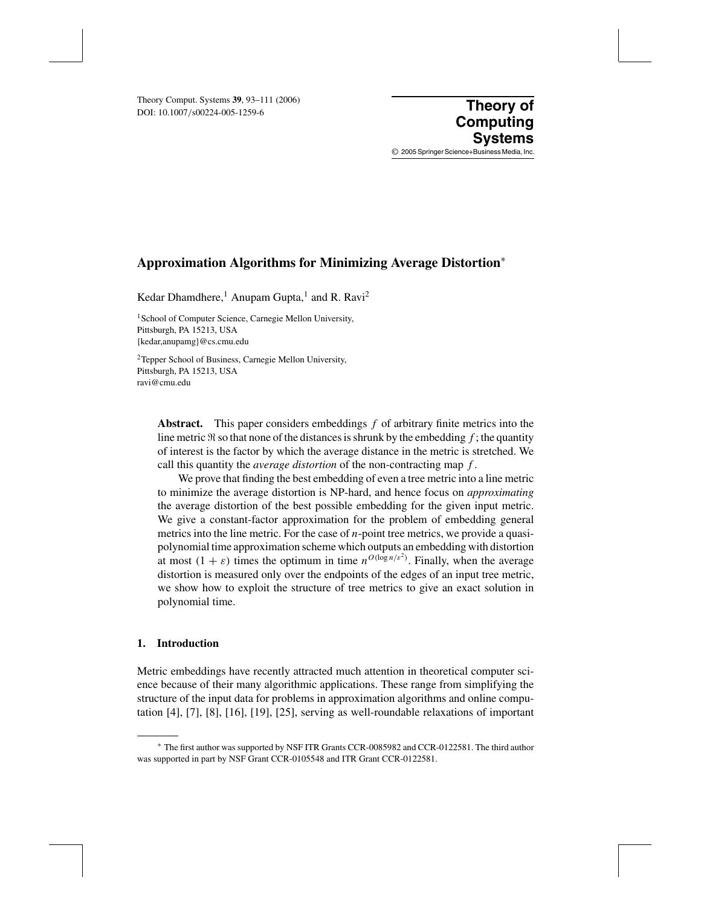# Approximation Algorithms for Minimizing Average Distortion*

Kedar Dhamdhere,[1] Anupam Gupta,[1] and R. Ravi[2]

[1] School of Computer Science, Carnegie Mellon University,
Pittsburgh, PA 15213, USA
{kedar,anupamg}@cs.cmu.edu

[2] Tepper School of Business, Carnegie Mellon University,
Pittsburgh, PA 15213, USA
ravi@cmu.edu

**Abstract.** This paper considers embeddings $f$ of arbitrary finite metrics into the line metric $\Re$ so that none of the distances is shrunk by the embedding $f$; the quantity of interest is the factor by which the average distance in the metric is stretched. We call this quantity the *average distortion* of the non-contracting map $f$.

We prove that finding the best embedding of even a tree metric into a line metric to minimize the average distortion is NP-hard, and hence focus on *approximating* the average distortion of the best possible embedding for the given input metric. We give a constant-factor approximation for the problem of embedding general metrics into the line metric. For the case of $n$-point tree metrics, we provide a quasi-polynomial time approximation scheme which outputs an embedding with distortion at most $(1 + \varepsilon)$ times the optimum in time $n^{O(\log n/\varepsilon^2)}$. Finally, when the average distortion is measured only over the endpoints of the edges of an input tree metric, we show how to exploit the structure of tree metrics to give an exact solution in polynomial time.

## 1. Introduction

Metric embeddings have recently attracted much attention in theoretical computer science because of their many algorithmic applications. These range from simplifying the structure of the input data for problems in approximation algorithms and online computation [4], [7], [8], [16], [19], [25], serving as well-roundable relaxations of important

* The first author was supported by NSF ITR Grants CCR-0085982 and CCR-0122581. The third author was supported in part by NSF Grant CCR-0105548 and ITR Grant CCR-0122581.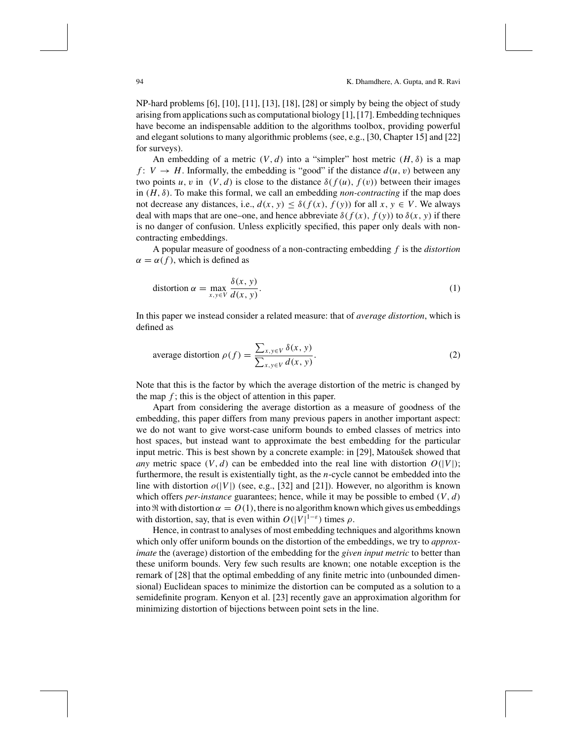NP-hard problems [6], [10], [11], [13], [18], [28] or simply by being the object of study arising from applications such as computational biology [1], [17]. Embedding techniques have become an indispensable addition to the algorithms toolbox, providing powerful and elegant solutions to many algorithmic problems (see, e.g., [30, Chapter 15] and [22] for surveys).

An embedding of a metric $(V, d)$ into a "simpler" host metric $(H, \delta)$ is a map $f: V \to H$. Informally, the embedding is "good" if the distance $d(u, v)$ between any two points $u, v$ in $(V, d)$ is close to the distance $\delta(f(u), f(v))$ between their images in $(H, \delta)$. To make this formal, we call an embedding *non-contracting* if the map does not decrease any distances, i.e., $d(x, y) \leq \delta(f(x), f(y))$ for all $x, y \in V$. We always deal with maps that are one–one, and hence abbreviate $\delta(f(x), f(y))$ to $\delta(x, y)$ if there is no danger of confusion. Unless explicitly specified, this paper only deals with non-contracting embeddings.

A popular measure of goodness of a non-contracting embedding $f$ is the *distortion* $\alpha = \alpha(f)$, which is defined as

$$\text{distortion } \alpha = \max_{x,y \in V} \frac{\delta(x, y)}{d(x, y)}. \tag{1}$$

In this paper we instead consider a related measure: that of *average distortion*, which is defined as

$$\text{average distortion } \rho(f) = \frac{\sum_{x,y \in V} \delta(x, y)}{\sum_{x,y \in V} d(x, y)}. \tag{2}$$

Note that this is the factor by which the average distortion of the metric is changed by the map $f$; this is the object of attention in this paper.

Apart from considering the average distortion as a measure of goodness of the embedding, this paper differs from many previous papers in another important aspect: we do not want to give worst-case uniform bounds to embed classes of metrics into host spaces, but instead want to approximate the best embedding for the particular input metric. This is best shown by a concrete example: in [29], Matoušek showed that *any* metric space $(V, d)$ can be embedded into the real line with distortion $O(|V|)$; furthermore, the result is existentially tight, as the $n$-cycle cannot be embedded into the line with distortion $o(|V|)$ (see, e.g., [32] and [21]). However, no algorithm is known which offers *per-instance* guarantees; hence, while it may be possible to embed $(V, d)$ into $\Re$ with distortion $\alpha = O(1)$, there is no algorithm known which gives us embeddings with distortion, say, that is even within $O(|V|^{1-\varepsilon})$ times $\rho$.

Hence, in contrast to analyses of most embedding techniques and algorithms known which only offer uniform bounds on the distortion of the embeddings, we try to *approximate* the (average) distortion of the embedding for the *given input metric* to better than these uniform bounds. Very few such results are known; one notable exception is the remark of [28] that the optimal embedding of any finite metric into (unbounded dimensional) Euclidean spaces to minimize the distortion can be computed as a solution to a semidefinite program. Kenyon et al. [23] recently gave an approximation algorithm for minimizing distortion of bijections between point sets in the line.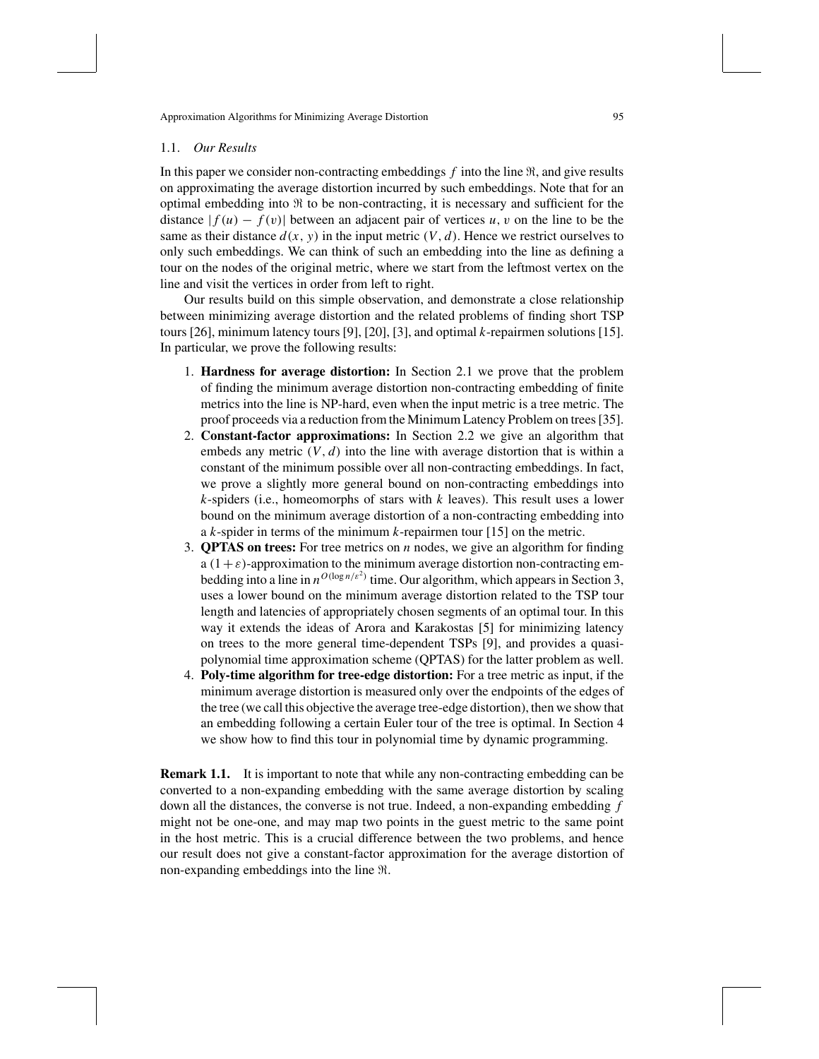### 1.1. *Our Results*

In this paper we consider non-contracting embeddings $f$ into the line $\Re$, and give results on approximating the average distortion incurred by such embeddings. Note that for an optimal embedding into $\Re$ to be non-contracting, it is necessary and sufficient for the distance $|f(u) - f(v)|$ between an adjacent pair of vertices $u, v$ on the line to be the same as their distance $d(x, y)$ in the input metric $(V, d)$. Hence we restrict ourselves to only such embeddings. We can think of such an embedding into the line as defining a tour on the nodes of the original metric, where we start from the leftmost vertex on the line and visit the vertices in order from left to right.

Our results build on this simple observation, and demonstrate a close relationship between minimizing average distortion and the related problems of finding short TSP tours [26], minimum latency tours [9], [20], [3], and optimal $k$-repairmen solutions [15]. In particular, we prove the following results:

1. **Hardness for average distortion:** In Section 2.1 we prove that the problem of finding the minimum average distortion non-contracting embedding of finite metrics into the line is NP-hard, even when the input metric is a tree metric. The proof proceeds via a reduction from the Minimum Latency Problem on trees [35].
2. **Constant-factor approximations:** In Section 2.2 we give an algorithm that embeds any metric $(V, d)$ into the line with average distortion that is within a constant of the minimum possible over all non-contracting embeddings. In fact, we prove a slightly more general bound on non-contracting embeddings into $k$-spiders (i.e., homeomorphs of stars with $k$ leaves). This result uses a lower bound on the minimum average distortion of a non-contracting embedding into a $k$-spider in terms of the minimum $k$-repairmen tour [15] on the metric.
3. **QPTAS on trees:** For tree metrics on $n$ nodes, we give an algorithm for finding a $(1 + \varepsilon)$-approximation to the minimum average distortion non-contracting embedding into a line in $n^{O(\log n/\varepsilon^2)}$ time. Our algorithm, which appears in Section 3, uses a lower bound on the minimum average distortion related to the TSP tour length and latencies of appropriately chosen segments of an optimal tour. In this way it extends the ideas of Arora and Karakostas [5] for minimizing latency on trees to the more general time-dependent TSPs [9], and provides a quasi-polynomial time approximation scheme (QPTAS) for the latter problem as well.
4. **Poly-time algorithm for tree-edge distortion:** For a tree metric as input, if the minimum average distortion is measured only over the endpoints of the edges of the tree (we call this objective the average tree-edge distortion), then we show that an embedding following a certain Euler tour of the tree is optimal. In Section 4 we show how to find this tour in polynomial time by dynamic programming.

**Remark 1.1.** It is important to note that while any non-contracting embedding can be converted to a non-expanding embedding with the same average distortion by scaling down all the distances, the converse is not true. Indeed, a non-expanding embedding $f$ might not be one-one, and may map two points in the guest metric to the same point in the host metric. This is a crucial difference between the two problems, and hence our result does not give a constant-factor approximation for the average distortion of non-expanding embeddings into the line $\Re$.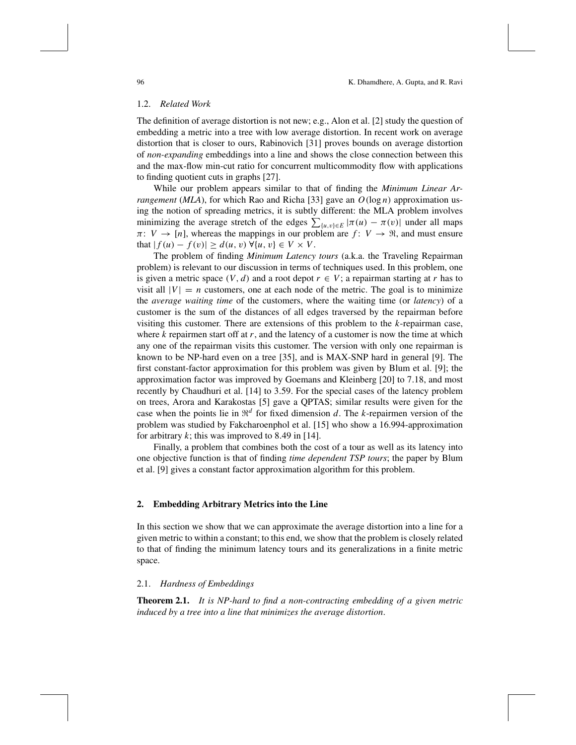### 1.2. *Related Work*

The definition of average distortion is not new; e.g., Alon et al. [2] study the question of embedding a metric into a tree with low average distortion. In recent work on average distortion that is closer to ours, Rabinovich [31] proves bounds on average distortion of *non-expanding* embeddings into a line and shows the close connection between this and the max-flow min-cut ratio for concurrent multicommodity flow with applications to finding quotient cuts in graphs [27].

While our problem appears similar to that of finding the *Minimum Linear Arrangement* (*MLA*), for which Rao and Richa [33] gave an $O(\log n)$ approximation using the notion of spreading metrics, it is subtly different: the MLA problem involves minimizing the average stretch of the edges $\sum_{\{u,v\}\in E} |\pi(u) - \pi(v)|$ under all maps $\pi\colon V \to [n]$, whereas the mappings in our problem are $f\colon V \to \Re$, and must ensure that $|f(u) - f(v)| \geq d(u, v)\ \forall\{u, v\} \in V \times V$.

The problem of finding *Minimum Latency tours* (a.k.a. the Traveling Repairman problem) is relevant to our discussion in terms of techniques used. In this problem, one is given a metric space $(V, d)$ and a root depot $r \in V$; a repairman starting at $r$ has to visit all $|V| = n$ customers, one at each node of the metric. The goal is to minimize the *average waiting time* of the customers, where the waiting time (or *latency*) of a customer is the sum of the distances of all edges traversed by the repairman before visiting this customer. There are extensions of this problem to the $k$-repairman case, where $k$ repairmen start off at $r$, and the latency of a customer is now the time at which any one of the repairman visits this customer. The version with only one repairman is known to be NP-hard even on a tree [35], and is MAX-SNP hard in general [9]. The first constant-factor approximation for this problem was given by Blum et al. [9]; the approximation factor was improved by Goemans and Kleinberg [20] to 7.18, and most recently by Chaudhuri et al. [14] to 3.59. For the special cases of the latency problem on trees, Arora and Karakostas [5] gave a QPTAS; similar results were given for the case when the points lie in $\Re^d$ for fixed dimension $d$. The $k$-repairmen version of the problem was studied by Fakcharoenphol et al. [15] who show a 16.994-approximation for arbitrary $k$; this was improved to 8.49 in [14].

Finally, a problem that combines both the cost of a tour as well as its latency into one objective function is that of finding *time dependent TSP tours*; the paper by Blum et al. [9] gives a constant factor approximation algorithm for this problem.

## 2. Embedding Arbitrary Metrics into the Line

In this section we show that we can approximate the average distortion into a line for a given metric to within a constant; to this end, we show that the problem is closely related to that of finding the minimum latency tours and its generalizations in a finite metric space.

### 2.1. *Hardness of Embeddings*

**Theorem 2.1.** *It is NP-hard to find a non-contracting embedding of a given metric induced by a tree into a line that minimizes the average distortion.*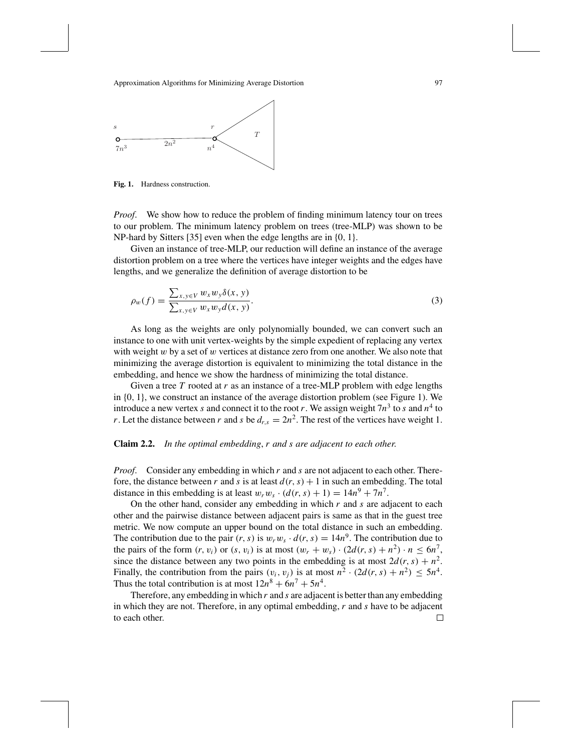Fig. 1. Hardness construction.

*Proof.* We show how to reduce the problem of finding minimum latency tour on trees to our problem. The minimum latency problem on trees (tree-MLP) was shown to be NP-hard by Sitters [35] even when the edge lengths are in {0, 1}.

Given an instance of tree-MLP, our reduction will define an instance of the average distortion problem on a tree where the vertices have integer weights and the edges have lengths, and we generalize the definition of average distortion to be

$$\rho_w(f) = \frac{\sum_{x,y \in V} w_x w_y \delta(x, y)}{\sum_{x,y \in V} w_x w_y d(x, y)}. \tag{3}$$

As long as the weights are only polynomially bounded, we can convert such an instance to one with unit vertex-weights by the simple expedient of replacing any vertex with weight $w$ by a set of $w$ vertices at distance zero from one another. We also note that minimizing the average distortion is equivalent to minimizing the total distance in the embedding, and hence we show the hardness of minimizing the total distance.

Given a tree $T$ rooted at $r$ as an instance of a tree-MLP problem with edge lengths in {0, 1}, we construct an instance of the average distortion problem (see Figure 1). We introduce a new vertex $s$ and connect it to the root $r$. We assign weight $7n^3$ to $s$ and $n^4$ to $r$. Let the distance between $r$ and $s$ be $d_{r,s} = 2n^2$. The rest of the vertices have weight 1.

**Claim 2.2.** *In the optimal embedding*, *r and s are adjacent to each other.*

*Proof.* Consider any embedding in which $r$ and $s$ are not adjacent to each other. Therefore, the distance between $r$ and $s$ is at least $d(r, s) + 1$ in such an embedding. The total distance in this embedding is at least $w_r w_s \cdot (d(r, s) + 1) = 14n^9 + 7n^7$.

On the other hand, consider any embedding in which $r$ and $s$ are adjacent to each other and the pairwise distance between adjacent pairs is same as that in the guest tree metric. We now compute an upper bound on the total distance in such an embedding. The contribution due to the pair $(r, s)$ is $w_r w_s \cdot d(r, s) = 14n^9$. The contribution due to the pairs of the form $(r, v_i)$ or $(s, v_i)$ is at most $(w_r + w_s) \cdot (2d(r, s) + n^2) \cdot n \leq 6n^7$, since the distance between any two points in the embedding is at most $2d(r, s) + n^2$. Finally, the contribution from the pairs $(v_i, v_j)$ is at most $n^2 \cdot (2d(r, s) + n^2) \leq 5n^4$. Thus the total contribution is at most $12n^8 + 6n^7 + 5n^4$.

Therefore, any embedding in which $r$ and $s$ are adjacent is better than any embedding in which they are not. Therefore, in any optimal embedding, $r$ and $s$ have to be adjacent to each other. $\square$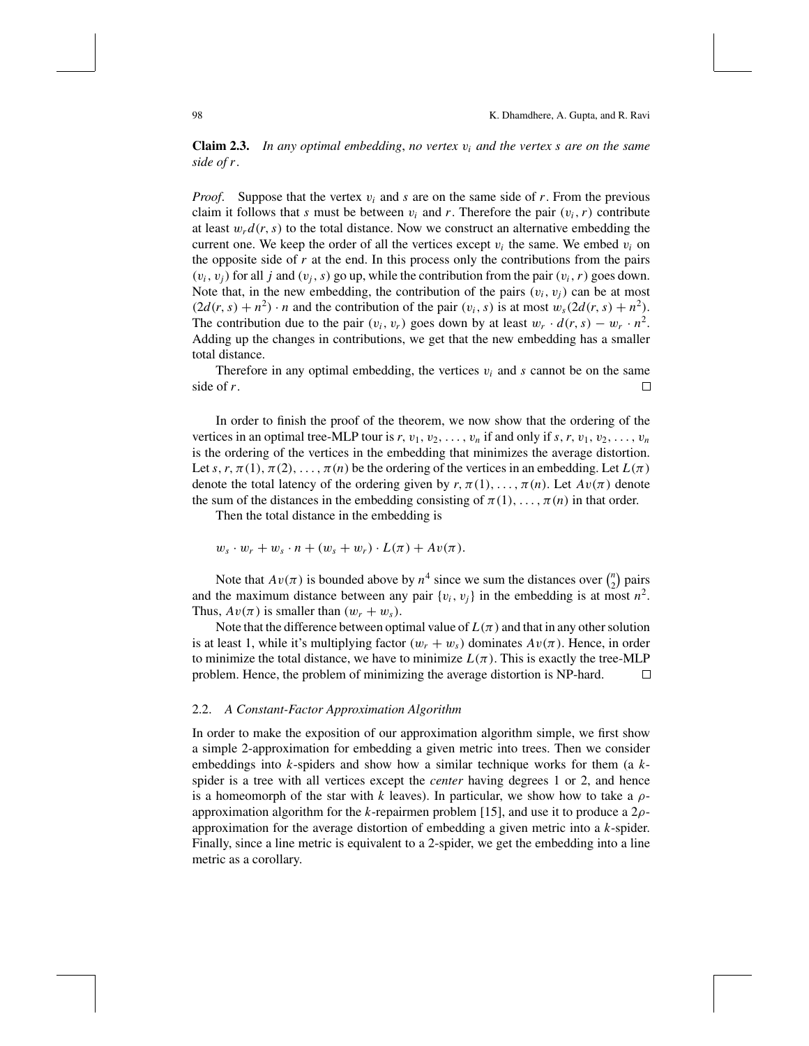**Claim 2.3.** *In any optimal embedding, no vertex $v_i$ and the vertex $s$ are on the same side of $r$.*

*Proof.* Suppose that the vertex $v_i$ and $s$ are on the same side of $r$. From the previous claim it follows that $s$ must be between $v_i$ and $r$. Therefore the pair $(v_i, r)$ contribute at least $w_r d(r, s)$ to the total distance. Now we construct an alternative embedding the current one. We keep the order of all the vertices except $v_i$ the same. We embed $v_i$ on the opposite side of $r$ at the end. In this process only the contributions from the pairs $(v_i, v_j)$ for all $j$ and $(v_j, s)$ go up, while the contribution from the pair $(v_i, r)$ goes down. Note that, in the new embedding, the contribution of the pairs $(v_i, v_j)$ can be at most $(2d(r, s) + n^2) \cdot n$ and the contribution of the pair $(v_i, s)$ is at most $w_s(2d(r, s) + n^2)$. The contribution due to the pair $(v_i, v_r)$ goes down by at least $w_r \cdot d(r, s) - w_r \cdot n^2$. Adding up the changes in contributions, we get that the new embedding has a smaller total distance.

Therefore in any optimal embedding, the vertices $v_i$ and $s$ cannot be on the same side of $r$. □

In order to finish the proof of the theorem, we now show that the ordering of the vertices in an optimal tree-MLP tour is $r, v_1, v_2, \ldots, v_n$ if and only if $s, r, v_1, v_2, \ldots, v_n$ is the ordering of the vertices in the embedding that minimizes the average distortion. Let $s, r, \pi(1), \pi(2), \ldots, \pi(n)$ be the ordering of the vertices in an embedding. Let $L(\pi)$ denote the total latency of the ordering given by $r, \pi(1), \ldots, \pi(n)$. Let $Av(\pi)$ denote the sum of the distances in the embedding consisting of $\pi(1), \ldots, \pi(n)$ in that order.

Then the total distance in the embedding is

$$w_s \cdot w_r + w_s \cdot n + (w_s + w_r) \cdot L(\pi) + Av(\pi).$$

Note that $Av(\pi)$ is bounded above by $n^4$ since we sum the distances over $\binom{n}{2}$ pairs and the maximum distance between any pair $\{v_i, v_j\}$ in the embedding is at most $n^2$. Thus, $Av(\pi)$ is smaller than $(w_r + w_s)$.

Note that the difference between optimal value of $L(\pi)$ and that in any other solution is at least 1, while it's multiplying factor $(w_r + w_s)$ dominates $Av(\pi)$. Hence, in order to minimize the total distance, we have to minimize $L(\pi)$. This is exactly the tree-MLP problem. Hence, the problem of minimizing the average distortion is NP-hard. □

### 2.2. *A Constant-Factor Approximation Algorithm*

In order to make the exposition of our approximation algorithm simple, we first show a simple 2-approximation for embedding a given metric into trees. Then we consider embeddings into $k$-spiders and show how a similar technique works for them (a $k$-spider is a tree with all vertices except the *center* having degrees 1 or 2, and hence is a homeomorph of the star with $k$ leaves). In particular, we show how to take a $\rho$-approximation algorithm for the $k$-repairmen problem [15], and use it to produce a $2\rho$-approximation for the average distortion of embedding a given metric into a $k$-spider. Finally, since a line metric is equivalent to a 2-spider, we get the embedding into a line metric as a corollary.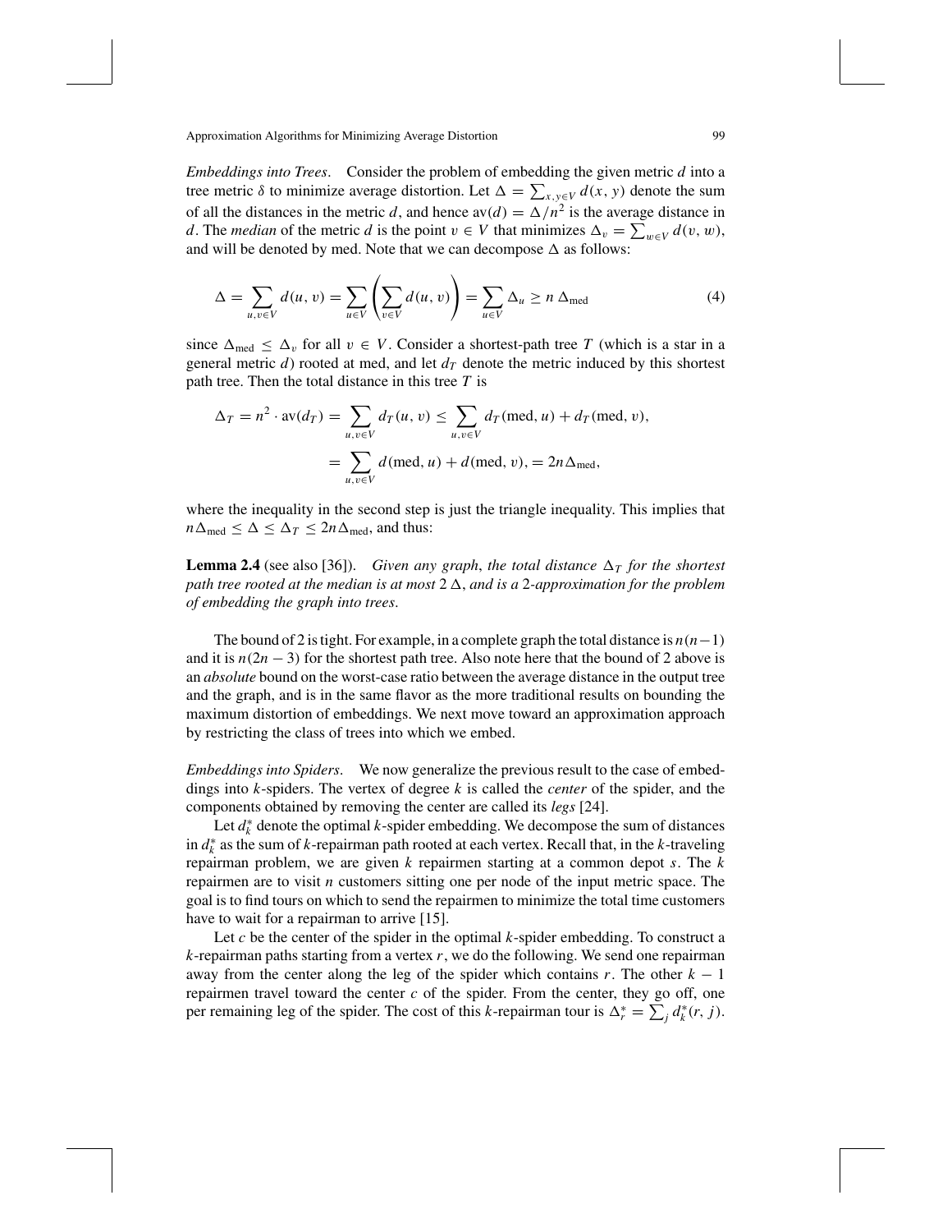*Embeddings into Trees*. Consider the problem of embedding the given metric $d$ into a tree metric $\delta$ to minimize average distortion. Let $\Delta = \sum_{x,y \in V} d(x, y)$ denote the sum of all the distances in the metric $d$, and hence $\mathrm{av}(d) = \Delta/n^2$ is the average distance in $d$. The *median* of the metric $d$ is the point $v \in V$ that minimizes $\Delta_v = \sum_{w \in V} d(v, w)$, and will be denoted by med. Note that we can decompose $\Delta$ as follows:

$$\Delta = \sum_{u,v \in V} d(u, v) = \sum_{u \in V} \left( \sum_{v \in V} d(u, v) \right) = \sum_{u \in V} \Delta_u \geq n\, \Delta_{\mathrm{med}} \tag{4}$$

since $\Delta_{\mathrm{med}} \leq \Delta_v$ for all $v \in V$. Consider a shortest-path tree $T$ (which is a star in a general metric $d$) rooted at med, and let $d_T$ denote the metric induced by this shortest path tree. Then the total distance in this tree $T$ is

$$\Delta_T = n^2 \cdot \mathrm{av}(d_T) = \sum_{u,v \in V} d_T(u, v) \leq \sum_{u,v \in V} d_T(\mathrm{med}, u) + d_T(\mathrm{med}, v),$$

$$= \sum_{u,v \in V} d(\mathrm{med}, u) + d(\mathrm{med}, v), = 2n\Delta_{\mathrm{med}},$$

where the inequality in the second step is just the triangle inequality. This implies that $n\Delta_{\mathrm{med}} \leq \Delta \leq \Delta_T \leq 2n\Delta_{\mathrm{med}}$, and thus:

**Lemma 2.4** (see also [36]). *Given any graph, the total distance $\Delta_T$ for the shortest path tree rooted at the median is at most $2\,\Delta$, and is a 2-approximation for the problem of embedding the graph into trees.*

The bound of 2 is tight. For example, in a complete graph the total distance is $n(n-1)$ and it is $n(2n-3)$ for the shortest path tree. Also note here that the bound of 2 above is an *absolute* bound on the worst-case ratio between the average distance in the output tree and the graph, and is in the same flavor as the more traditional results on bounding the maximum distortion of embeddings. We next move toward an approximation approach by restricting the class of trees into which we embed.

*Embeddings into Spiders*. We now generalize the previous result to the case of embeddings into $k$-spiders. The vertex of degree $k$ is called the *center* of the spider, and the components obtained by removing the center are called its *legs* [24].

Let $d_k^*$ denote the optimal $k$-spider embedding. We decompose the sum of distances in $d_k^*$ as the sum of $k$-repairman path rooted at each vertex. Recall that, in the $k$-traveling repairman problem, we are given $k$ repairmen starting at a common depot $s$. The $k$ repairmen are to visit $n$ customers sitting one per node of the input metric space. The goal is to find tours on which to send the repairmen to minimize the total time customers have to wait for a repairman to arrive [15].

Let $c$ be the center of the spider in the optimal $k$-spider embedding. To construct a $k$-repairman paths starting from a vertex $r$, we do the following. We send one repairman away from the center along the leg of the spider which contains $r$. The other $k-1$ repairmen travel toward the center $c$ of the spider. From the center, they go off, one per remaining leg of the spider. The cost of this $k$-repairman tour is $\Delta_r^* = \sum_j d_k^*(r, j)$.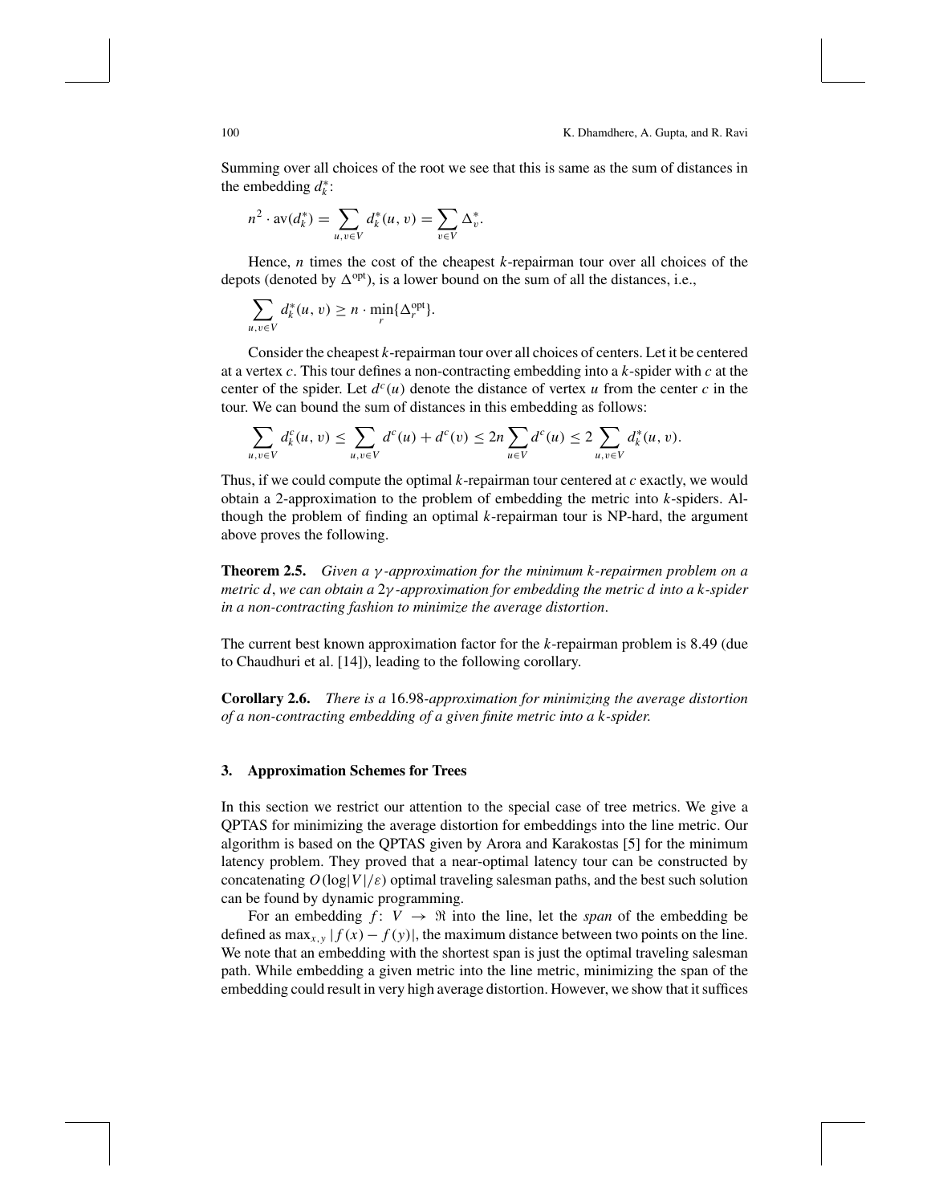Summing over all choices of the root we see that this is same as the sum of distances in the embedding $d_k^*$:

$$n^2 \cdot \mathrm{av}(d_k^*) = \sum_{u,v \in V} d_k^*(u, v) = \sum_{v \in V} \Delta_v^*.$$

Hence, $n$ times the cost of the cheapest $k$-repairman tour over all choices of the depots (denoted by $\Delta^{\mathrm{opt}}$), is a lower bound on the sum of all the distances, i.e.,

$$\sum_{u,v \in V} d_k^*(u, v) \geq n \cdot \min_r \{\Delta_r^{\mathrm{opt}}\}.$$

Consider the cheapest $k$-repairman tour over all choices of centers. Let it be centered at a vertex $c$. This tour defines a non-contracting embedding into a $k$-spider with $c$ at the center of the spider. Let $d^c(u)$ denote the distance of vertex $u$ from the center $c$ in the tour. We can bound the sum of distances in this embedding as follows:

$$\sum_{u,v \in V} d_k^c(u, v) \leq \sum_{u,v \in V} d^c(u) + d^c(v) \leq 2n \sum_{u \in V} d^c(u) \leq 2 \sum_{u,v \in V} d_k^*(u, v).$$

Thus, if we could compute the optimal $k$-repairman tour centered at $c$ exactly, we would obtain a 2-approximation to the problem of embedding the metric into $k$-spiders. Although the problem of finding an optimal $k$-repairman tour is NP-hard, the argument above proves the following.

**Theorem 2.5.** *Given a $\gamma$-approximation for the minimum $k$-repairmen problem on a metric $d$, we can obtain a $2\gamma$-approximation for embedding the metric $d$ into a $k$-spider in a non-contracting fashion to minimize the average distortion.*

The current best known approximation factor for the $k$-repairman problem is 8.49 (due to Chaudhuri et al. [14]), leading to the following corollary.

**Corollary 2.6.** *There is a* 16.98*-approximation for minimizing the average distortion of a non-contracting embedding of a given finite metric into a $k$-spider.*

## 3. Approximation Schemes for Trees

In this section we restrict our attention to the special case of tree metrics. We give a QPTAS for minimizing the average distortion for embeddings into the line metric. Our algorithm is based on the QPTAS given by Arora and Karakostas [5] for the minimum latency problem. They proved that a near-optimal latency tour can be constructed by concatenating $O(\log|V|/\varepsilon)$ optimal traveling salesman paths, and the best such solution can be found by dynamic programming.

For an embedding $f: V \to \Re$ into the line, let the *span* of the embedding be defined as $\max_{x,y} |f(x) - f(y)|$, the maximum distance between two points on the line. We note that an embedding with the shortest span is just the optimal traveling salesman path. While embedding a given metric into the line metric, minimizing the span of the embedding could result in very high average distortion. However, we show that it suffices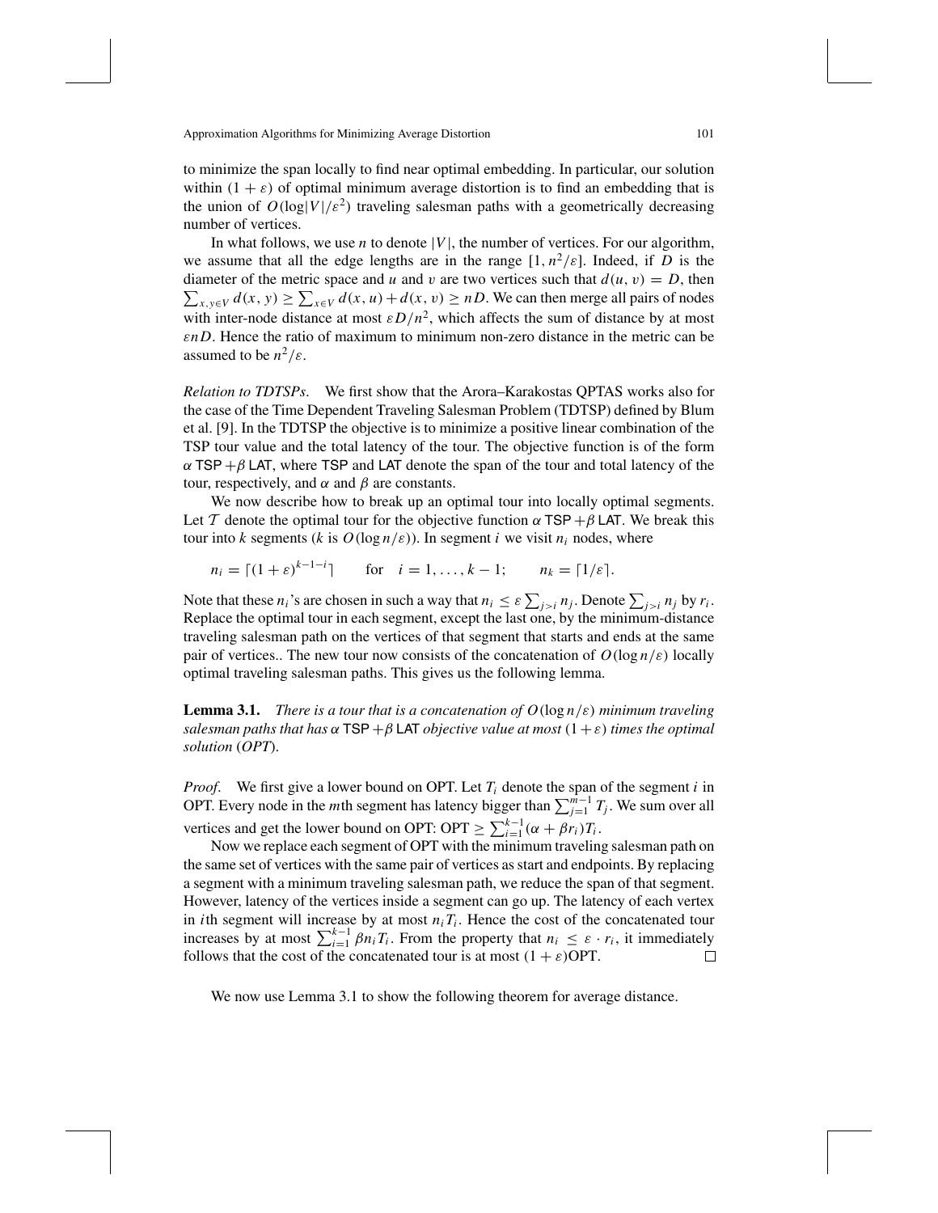to minimize the span locally to find near optimal embedding. In particular, our solution within $(1 + \varepsilon)$ of optimal minimum average distortion is to find an embedding that is the union of $O(\log|V|/\varepsilon^2)$ traveling salesman paths with a geometrically decreasing number of vertices.

In what follows, we use $n$ to denote $|V|$, the number of vertices. For our algorithm, we assume that all the edge lengths are in the range $[1, n^2/\varepsilon]$. Indeed, if $D$ is the diameter of the metric space and $u$ and $v$ are two vertices such that $d(u, v) = D$, then $\sum_{x,y \in V} d(x, y) \geq \sum_{x \in V} d(x, u) + d(x, v) \geq nD$. We can then merge all pairs of nodes with inter-node distance at most $\varepsilon D/n^2$, which affects the sum of distance by at most $\varepsilon n D$. Hence the ratio of maximum to minimum non-zero distance in the metric can be assumed to be $n^2/\varepsilon$.

*Relation to TDTSPs*. We first show that the Arora–Karakostas QPTAS works also for the case of the Time Dependent Traveling Salesman Problem (TDTSP) defined by Blum et al. [9]. In the TDTSP the objective is to minimize a positive linear combination of the TSP tour value and the total latency of the tour. The objective function is of the form $\alpha\,\mathsf{TSP} + \beta\,\mathsf{LAT}$, where $\mathsf{TSP}$ and $\mathsf{LAT}$ denote the span of the tour and total latency of the tour, respectively, and $\alpha$ and $\beta$ are constants.

We now describe how to break up an optimal tour into locally optimal segments. Let $\mathcal{T}$ denote the optimal tour for the objective function $\alpha\,\mathsf{TSP} + \beta\,\mathsf{LAT}$. We break this tour into $k$ segments ($k$ is $O(\log n/\varepsilon)$). In segment $i$ we visit $n_i$ nodes, where

$$n_i = \lceil (1+\varepsilon)^{k-1-i} \rceil \qquad \text{for} \quad i = 1, \ldots, k-1; \qquad n_k = \lceil 1/\varepsilon \rceil.$$

Note that these $n_i$'s are chosen in such a way that $n_i \leq \varepsilon \sum_{j>i} n_j$. Denote $\sum_{j>i} n_j$ by $r_i$. Replace the optimal tour in each segment, except the last one, by the minimum-distance traveling salesman path on the vertices of that segment that starts and ends at the same pair of vertices.. The new tour now consists of the concatenation of $O(\log n/\varepsilon)$ locally optimal traveling salesman paths. This gives us the following lemma.

**Lemma 3.1.** *There is a tour that is a concatenation of $O(\log n/\varepsilon)$ minimum traveling salesman paths that has $\alpha\,\mathsf{TSP} + \beta\,\mathsf{LAT}$ objective value at most $(1+\varepsilon)$ times the optimal solution (OPT).*

*Proof.* We first give a lower bound on OPT. Let $T_i$ denote the span of the segment $i$ in OPT. Every node in the $m$th segment has latency bigger than $\sum_{j=1}^{m-1} T_j$. We sum over all vertices and get the lower bound on OPT: $\text{OPT} \geq \sum_{i=1}^{k-1} (\alpha + \beta r_i) T_i$.

Now we replace each segment of OPT with the minimum traveling salesman path on the same set of vertices with the same pair of vertices as start and endpoints. By replacing a segment with a minimum traveling salesman path, we reduce the span of that segment. However, latency of the vertices inside a segment can go up. The latency of each vertex in $i$th segment will increase by at most $n_i T_i$. Hence the cost of the concatenated tour increases by at most $\sum_{i=1}^{k-1} \beta n_i T_i$. From the property that $n_i \leq \varepsilon \cdot r_i$, it immediately follows that the cost of the concatenated tour is at most $(1+\varepsilon)$OPT. □

We now use Lemma 3.1 to show the following theorem for average distance.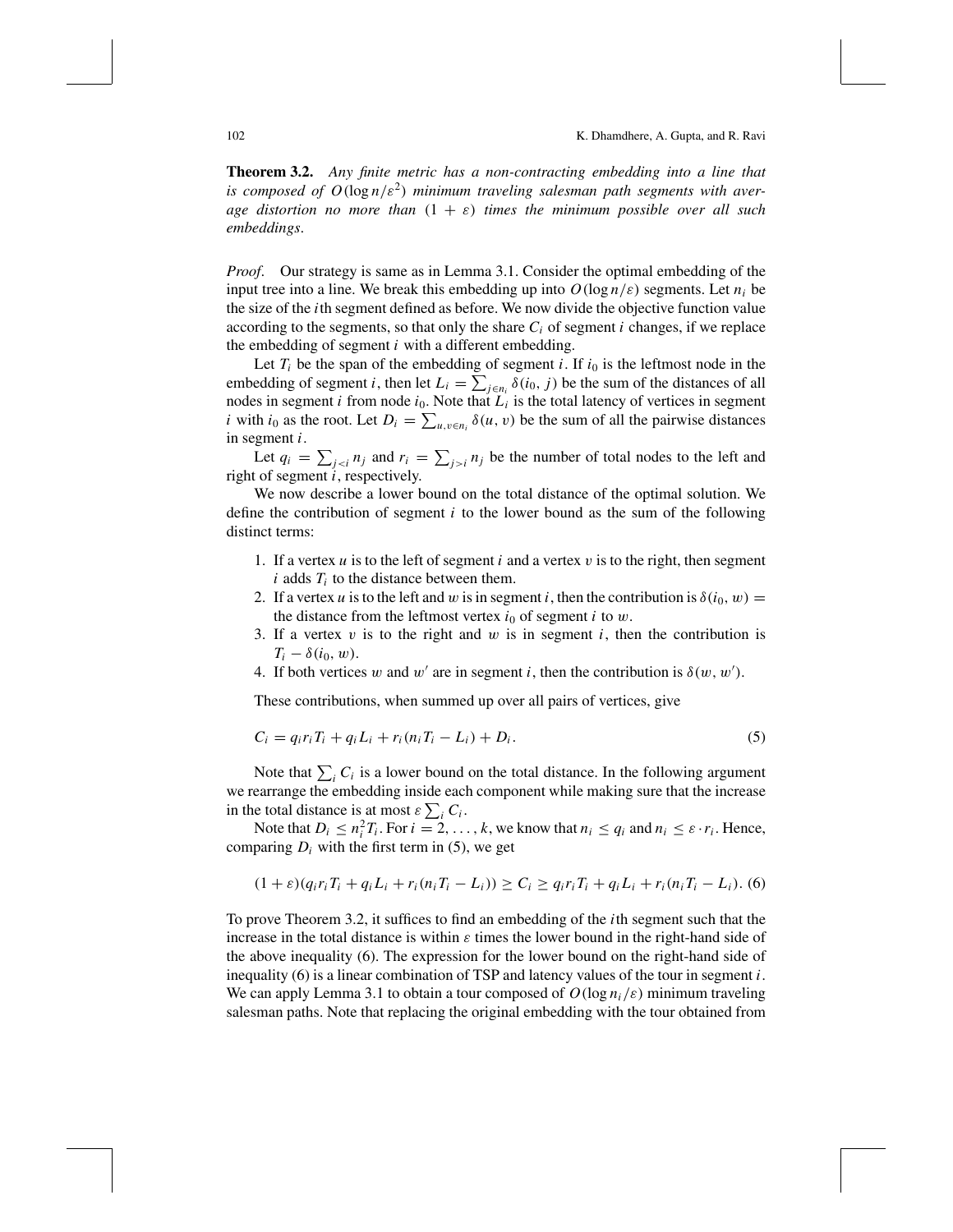**Theorem 3.2.** *Any finite metric has a non-contracting embedding into a line that is composed of $O(\log n/\varepsilon^2)$ minimum traveling salesman path segments with average distortion no more than $(1 + \varepsilon)$ times the minimum possible over all such embeddings.*

*Proof*. Our strategy is same as in Lemma 3.1. Consider the optimal embedding of the input tree into a line. We break this embedding up into $O(\log n/\varepsilon)$ segments. Let $n_i$ be the size of the $i$th segment defined as before. We now divide the objective function value according to the segments, so that only the share $C_i$ of segment $i$ changes, if we replace the embedding of segment $i$ with a different embedding.

Let $T_i$ be the span of the embedding of segment $i$. If $i_0$ is the leftmost node in the embedding of segment $i$, then let $L_i = \sum_{j \in n_i} \delta(i_0, j)$ be the sum of the distances of all nodes in segment $i$ from node $i_0$. Note that $L_i$ is the total latency of vertices in segment $i$ with $i_0$ as the root. Let $D_i = \sum_{u,v \in n_i} \delta(u, v)$ be the sum of all the pairwise distances in segment $i$.

Let $q_i = \sum_{j<i} n_j$ and $r_i = \sum_{j>i} n_j$ be the number of total nodes to the left and right of segment $i$, respectively.

We now describe a lower bound on the total distance of the optimal solution. We define the contribution of segment $i$ to the lower bound as the sum of the following distinct terms:

1. If a vertex $u$ is to the left of segment $i$ and a vertex $v$ is to the right, then segment $i$ adds $T_i$ to the distance between them.
2. If a vertex $u$ is to the left and $w$ is in segment $i$, then the contribution is $\delta(i_0, w) =$ the distance from the leftmost vertex $i_0$ of segment $i$ to $w$.
3. If a vertex $v$ is to the right and $w$ is in segment $i$, then the contribution is $T_i - \delta(i_0, w)$.
4. If both vertices $w$ and $w'$ are in segment $i$, then the contribution is $\delta(w, w')$.

These contributions, when summed up over all pairs of vertices, give

$$C_i = q_i r_i T_i + q_i L_i + r_i(n_i T_i - L_i) + D_i. \tag{5}$$

Note that $\sum_i C_i$ is a lower bound on the total distance. In the following argument we rearrange the embedding inside each component while making sure that the increase in the total distance is at most $\varepsilon \sum_i C_i$.

Note that $D_i \leq n_i^2 T_i$. For $i = 2, \ldots, k$, we know that $n_i \leq q_i$ and $n_i \leq \varepsilon \cdot r_i$. Hence, comparing $D_i$ with the first term in (5), we get

$$(1 + \varepsilon)(q_i r_i T_i + q_i L_i + r_i(n_i T_i - L_i)) \geq C_i \geq q_i r_i T_i + q_i L_i + r_i(n_i T_i - L_i). \tag{6}$$

To prove Theorem 3.2, it suffices to find an embedding of the $i$th segment such that the increase in the total distance is within $\varepsilon$ times the lower bound in the right-hand side of the above inequality (6). The expression for the lower bound on the right-hand side of inequality (6) is a linear combination of TSP and latency values of the tour in segment $i$. We can apply Lemma 3.1 to obtain a tour composed of $O(\log n_i/\varepsilon)$ minimum traveling salesman paths. Note that replacing the original embedding with the tour obtained from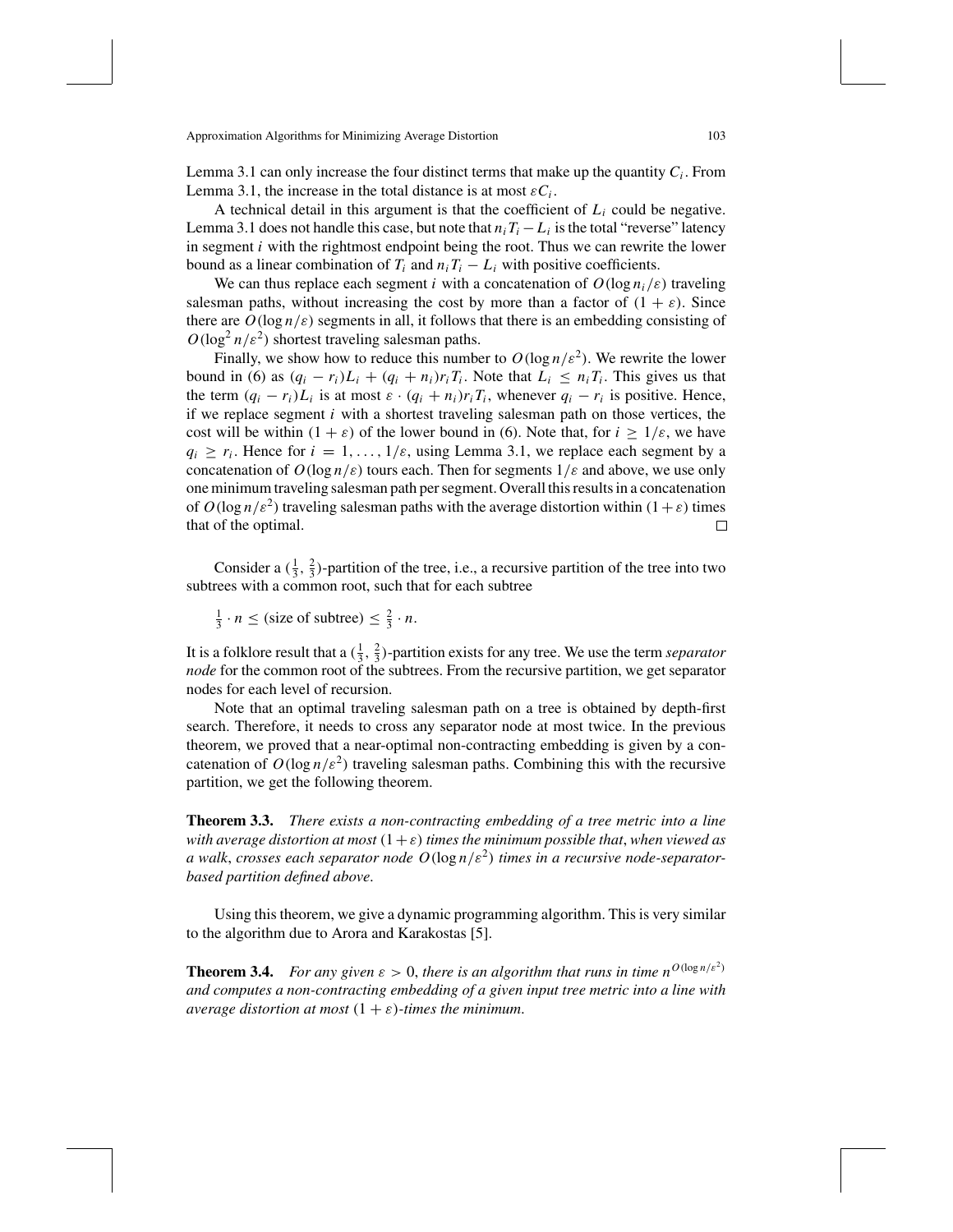Lemma 3.1 can only increase the four distinct terms that make up the quantity $C_i$. From Lemma 3.1, the increase in the total distance is at most $\varepsilon C_i$.

A technical detail in this argument is that the coefficient of $L_i$ could be negative. Lemma 3.1 does not handle this case, but note that $n_i T_i - L_i$ is the total "reverse" latency in segment $i$ with the rightmost endpoint being the root. Thus we can rewrite the lower bound as a linear combination of $T_i$ and $n_i T_i - L_i$ with positive coefficients.

We can thus replace each segment $i$ with a concatenation of $O(\log n_i/\varepsilon)$ traveling salesman paths, without increasing the cost by more than a factor of $(1+\varepsilon)$. Since there are $O(\log n/\varepsilon)$ segments in all, it follows that there is an embedding consisting of $O(\log^2 n/\varepsilon^2)$ shortest traveling salesman paths.

Finally, we show how to reduce this number to $O(\log n/\varepsilon^2)$. We rewrite the lower bound in (6) as $(q_i - r_i)L_i + (q_i + n_i)r_i T_i$. Note that $L_i \leq n_i T_i$. This gives us that the term $(q_i - r_i)L_i$ is at most $\varepsilon \cdot (q_i + n_i)r_i T_i$, whenever $q_i - r_i$ is positive. Hence, if we replace segment $i$ with a shortest traveling salesman path on those vertices, the cost will be within $(1+\varepsilon)$ of the lower bound in (6). Note that, for $i \geq 1/\varepsilon$, we have $q_i \geq r_i$. Hence for $i = 1, \ldots, 1/\varepsilon$, using Lemma 3.1, we replace each segment by a concatenation of $O(\log n/\varepsilon)$ tours each. Then for segments $1/\varepsilon$ and above, we use only one minimum traveling salesman path per segment. Overall this results in a concatenation of $O(\log n/\varepsilon^2)$ traveling salesman paths with the average distortion within $(1+\varepsilon)$ times that of the optimal. □

Consider a $(\frac{1}{3}, \frac{2}{3})$-partition of the tree, i.e., a recursive partition of the tree into two subtrees with a common root, such that for each subtree

$$\tfrac{1}{3} \cdot n \leq (\text{size of subtree}) \leq \tfrac{2}{3} \cdot n.$$

It is a folklore result that a $(\frac{1}{3}, \frac{2}{3})$-partition exists for any tree. We use the term *separator node* for the common root of the subtrees. From the recursive partition, we get separator nodes for each level of recursion.

Note that an optimal traveling salesman path on a tree is obtained by depth-first search. Therefore, it needs to cross any separator node at most twice. In the previous theorem, we proved that a near-optimal non-contracting embedding is given by a concatenation of $O(\log n/\varepsilon^2)$ traveling salesman paths. Combining this with the recursive partition, we get the following theorem.

**Theorem 3.3.** *There exists a non-contracting embedding of a tree metric into a line with average distortion at most $(1+\varepsilon)$ times the minimum possible that, when viewed as a walk, crosses each separator node $O(\log n/\varepsilon^2)$ times in a recursive node-separator-based partition defined above.*

Using this theorem, we give a dynamic programming algorithm. This is very similar to the algorithm due to Arora and Karakostas [5].

**Theorem 3.4.** *For any given $\varepsilon > 0$, there is an algorithm that runs in time $n^{O(\log n/\varepsilon^2)}$ and computes a non-contracting embedding of a given input tree metric into a line with average distortion at most $(1+\varepsilon)$-times the minimum.*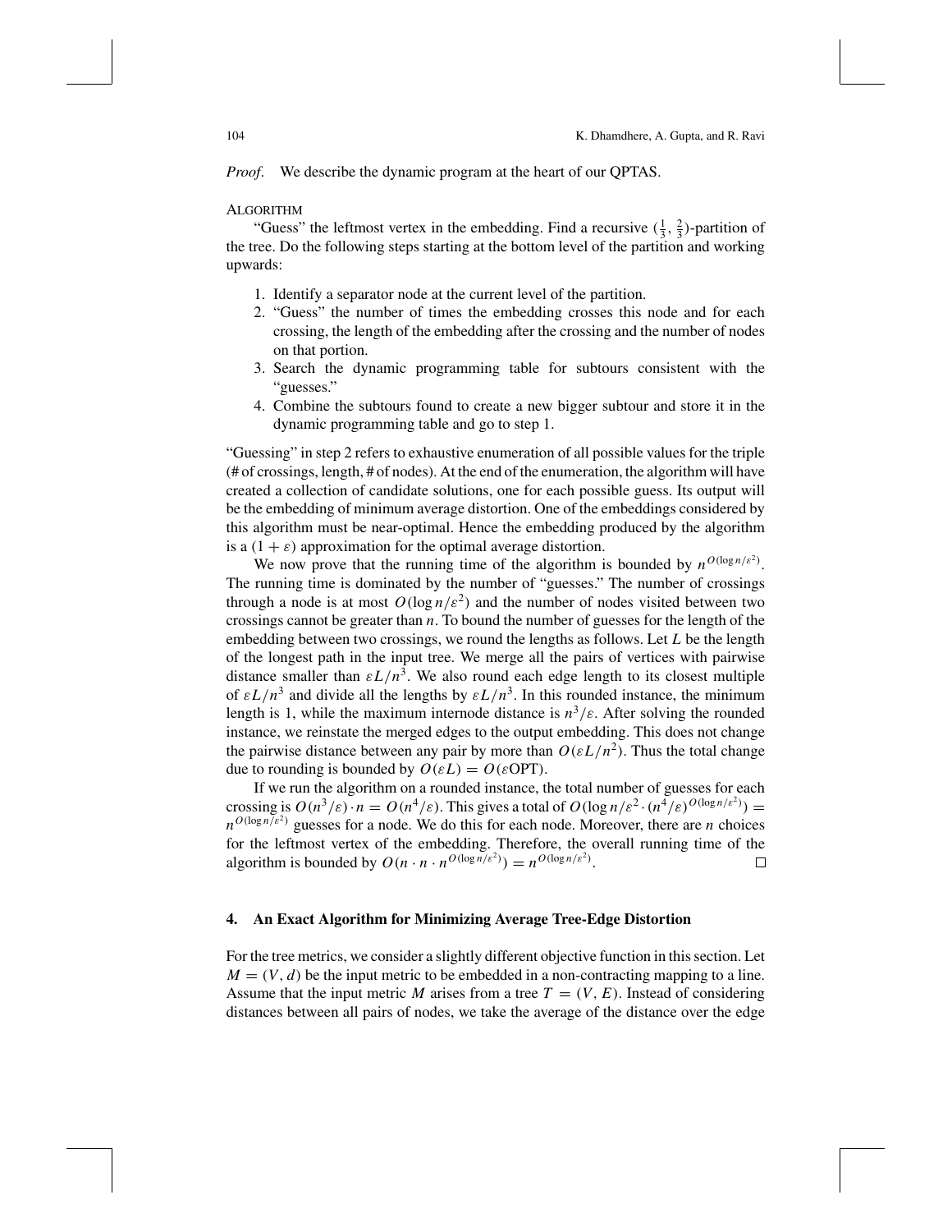*Proof.* We describe the dynamic program at the heart of our QPTAS.

ALGORITHM

"Guess" the leftmost vertex in the embedding. Find a recursive $(\frac{1}{3}, \frac{2}{3})$-partition of the tree. Do the following steps starting at the bottom level of the partition and working upwards:

1. Identify a separator node at the current level of the partition.
2. "Guess" the number of times the embedding crosses this node and for each crossing, the length of the embedding after the crossing and the number of nodes on that portion.
3. Search the dynamic programming table for subtours consistent with the "guesses."
4. Combine the subtours found to create a new bigger subtour and store it in the dynamic programming table and go to step 1.

"Guessing" in step 2 refers to exhaustive enumeration of all possible values for the triple (# of crossings, length, # of nodes). At the end of the enumeration, the algorithm will have created a collection of candidate solutions, one for each possible guess. Its output will be the embedding of minimum average distortion. One of the embeddings considered by this algorithm must be near-optimal. Hence the embedding produced by the algorithm is a $(1 + \varepsilon)$ approximation for the optimal average distortion.

We now prove that the running time of the algorithm is bounded by $n^{O(\log n/\varepsilon^2)}$. The running time is dominated by the number of "guesses." The number of crossings through a node is at most $O(\log n/\varepsilon^2)$ and the number of nodes visited between two crossings cannot be greater than $n$. To bound the number of guesses for the length of the embedding between two crossings, we round the lengths as follows. Let $L$ be the length of the longest path in the input tree. We merge all the pairs of vertices with pairwise distance smaller than $\varepsilon L/n^3$. We also round each edge length to its closest multiple of $\varepsilon L/n^3$ and divide all the lengths by $\varepsilon L/n^3$. In this rounded instance, the minimum length is 1, while the maximum internode distance is $n^3/\varepsilon$. After solving the rounded instance, we reinstate the merged edges to the output embedding. This does not change the pairwise distance between any pair by more than $O(\varepsilon L/n^2)$. Thus the total change due to rounding is bounded by $O(\varepsilon L) = O(\varepsilon \mathrm{OPT})$.

If we run the algorithm on a rounded instance, the total number of guesses for each crossing is $O(n^3/\varepsilon) \cdot n = O(n^4/\varepsilon)$. This gives a total of $O(\log n/\varepsilon^2 \cdot (n^4/\varepsilon)^{O(\log n/\varepsilon^2)}) = n^{O(\log n/\varepsilon^2)}$ guesses for a node. We do this for each node. Moreover, there are $n$ choices for the leftmost vertex of the embedding. Therefore, the overall running time of the algorithm is bounded by $O(n \cdot n \cdot n^{O(\log n/\varepsilon^2)}) = n^{O(\log n/\varepsilon^2)}$. $\square$

## 4. An Exact Algorithm for Minimizing Average Tree-Edge Distortion

For the tree metrics, we consider a slightly different objective function in this section. Let $M = (V, d)$ be the input metric to be embedded in a non-contracting mapping to a line. Assume that the input metric $M$ arises from a tree $T = (V, E)$. Instead of considering distances between all pairs of nodes, we take the average of the distance over the edge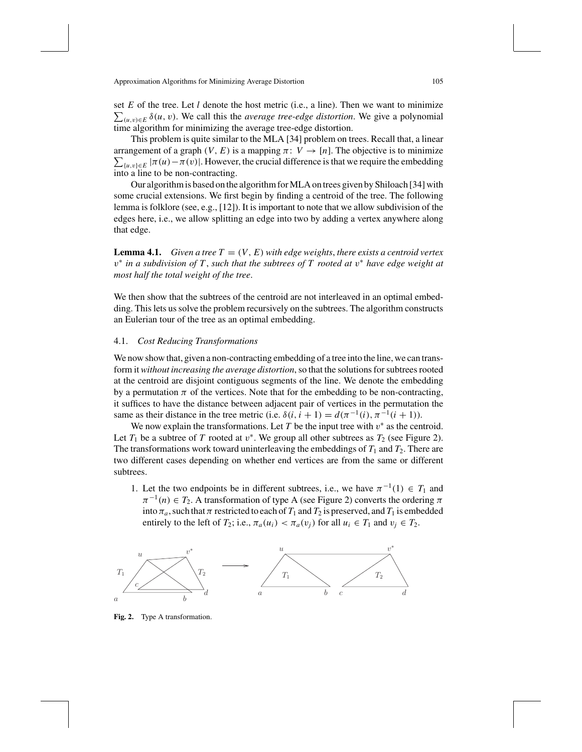set $E$ of the tree. Let $l$ denote the host metric (i.e., a line). Then we want to minimize $\sum_{(u,v)\in E} \delta(u, v)$. We call this the *average tree-edge distortion*. We give a polynomial time algorithm for minimizing the average tree-edge distortion.

This problem is quite similar to the MLA [34] problem on trees. Recall that, a linear arrangement of a graph $(V, E)$ is a mapping $\pi\colon V \to [n]$. The objective is to minimize $\sum_{\{u,v\}\in E} |\pi(u) - \pi(v)|$. However, the crucial difference is that we require the embedding into a line to be non-contracting.

Our algorithm is based on the algorithm for MLA on trees given by Shiloach [34] with some crucial extensions. We first begin by finding a centroid of the tree. The following lemma is folklore (see, e.g., [12]). It is important to note that we allow subdivision of the edges here, i.e., we allow splitting an edge into two by adding a vertex anywhere along that edge.

**Lemma 4.1.** *Given a tree $T = (V, E)$ with edge weights, there exists a centroid vertex $v^*$ in a subdivision of $T$, such that the subtrees of $T$ rooted at $v^*$ have edge weight at most half the total weight of the tree.*

We then show that the subtrees of the centroid are not interleaved in an optimal embedding. This lets us solve the problem recursively on the subtrees. The algorithm constructs an Eulerian tour of the tree as an optimal embedding.

### 4.1. *Cost Reducing Transformations*

We now show that, given a non-contracting embedding of a tree into the line, we can transform it *without increasing the average distortion*, so that the solutions for subtrees rooted at the centroid are disjoint contiguous segments of the line. We denote the embedding by a permutation $\pi$ of the vertices. Note that for the embedding to be non-contracting, it suffices to have the distance between adjacent pair of vertices in the permutation the same as their distance in the tree metric (i.e. $\delta(i, i+1) = d(\pi^{-1}(i), \pi^{-1}(i+1))$).

We now explain the transformations. Let $T$ be the input tree with $v^*$ as the centroid. Let $T_1$ be a subtree of $T$ rooted at $v^*$. We group all other subtrees as $T_2$ (see Figure 2). The transformations work toward uninterleaving the embeddings of $T_1$ and $T_2$. There are two different cases depending on whether end vertices are from the same or different subtrees.

1. Let the two endpoints be in different subtrees, i.e., we have $\pi^{-1}(1) \in T_1$ and $\pi^{-1}(n) \in T_2$. A transformation of type A (see Figure 2) converts the ordering $\pi$ into $\pi_a$, such that $\pi$ restricted to each of $T_1$ and $T_2$ is preserved, and $T_1$ is embedded entirely to the left of $T_2$; i.e., $\pi_a(u_i) < \pi_a(v_j)$ for all $u_i \in T_1$ and $v_j \in T_2$.

**Fig. 2.** Type A transformation.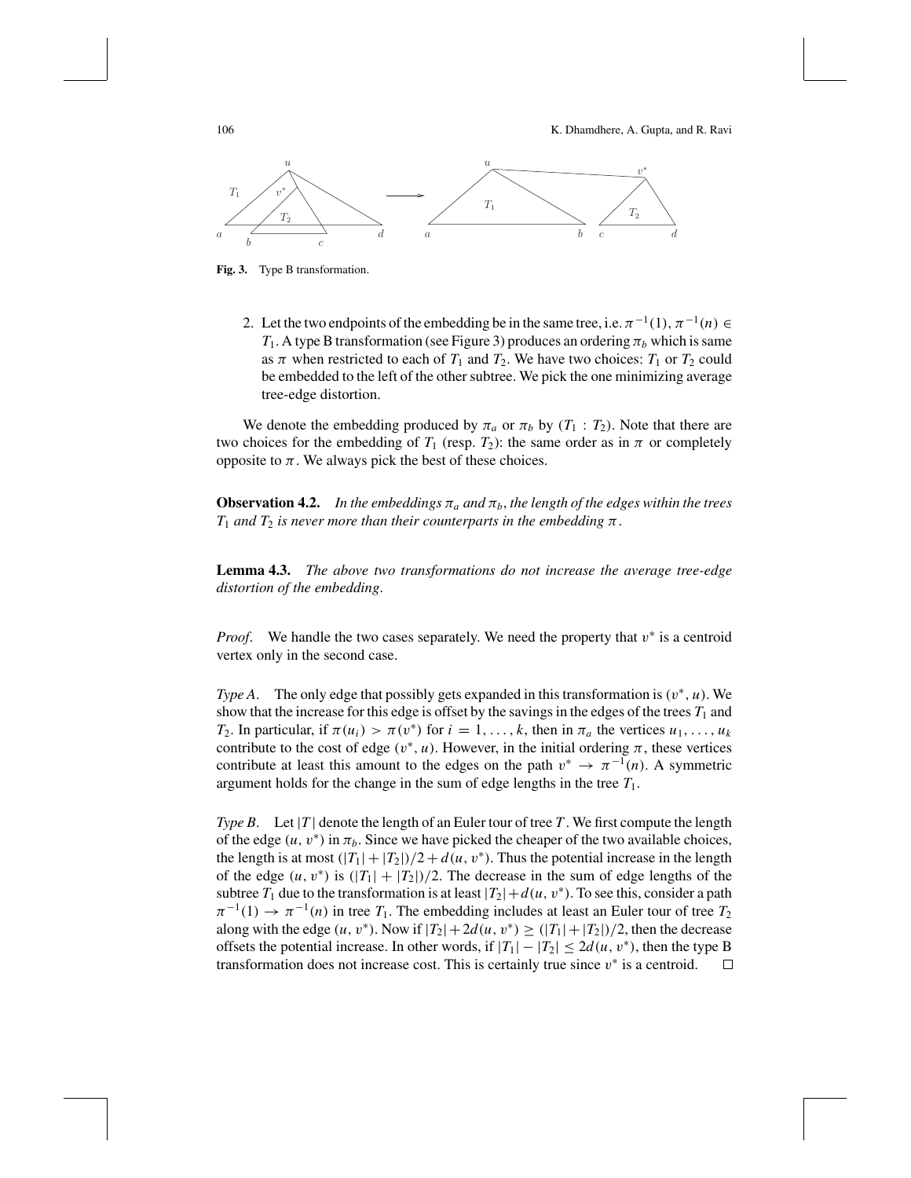**Fig. 3.** Type B transformation.

2. Let the two endpoints of the embedding be in the same tree, i.e. $\pi^{-1}(1), \pi^{-1}(n) \in T_1$. A type B transformation (see Figure 3) produces an ordering $\pi_b$ which is same as $\pi$ when restricted to each of $T_1$ and $T_2$. We have two choices: $T_1$ or $T_2$ could be embedded to the left of the other subtree. We pick the one minimizing average tree-edge distortion.

We denote the embedding produced by $\pi_a$ or $\pi_b$ by $(T_1 : T_2)$. Note that there are two choices for the embedding of $T_1$ (resp. $T_2$): the same order as in $\pi$ or completely opposite to $\pi$. We always pick the best of these choices.

**Observation 4.2.** *In the embeddings $\pi_a$ and $\pi_b$, the length of the edges within the trees $T_1$ and $T_2$ is never more than their counterparts in the embedding $\pi$.*

**Lemma 4.3.** *The above two transformations do not increase the average tree-edge distortion of the embedding.*

*Proof.* We handle the two cases separately. We need the property that $v^*$ is a centroid vertex only in the second case.

*Type A.* The only edge that possibly gets expanded in this transformation is $(v^*, u)$. We show that the increase for this edge is offset by the savings in the edges of the trees $T_1$ and $T_2$. In particular, if $\pi(u_i) > \pi(v^*)$ for $i = 1, \ldots, k$, then in $\pi_a$ the vertices $u_1, \ldots, u_k$ contribute to the cost of edge $(v^*, u)$. However, in the initial ordering $\pi$, these vertices contribute at least this amount to the edges on the path $v^* \to \pi^{-1}(n)$. A symmetric argument holds for the change in the sum of edge lengths in the tree $T_1$.

*Type B.* Let $|T|$ denote the length of an Euler tour of tree $T$. We first compute the length of the edge $(u, v^*)$ in $\pi_b$. Since we have picked the cheaper of the two available choices, the length is at most $(|T_1| + |T_2|)/2 + d(u, v^*)$. Thus the potential increase in the length of the edge $(u, v^*)$ is $(|T_1| + |T_2|)/2$. The decrease in the sum of edge lengths of the subtree $T_1$ due to the transformation is at least $|T_2| + d(u, v^*)$. To see this, consider a path $\pi^{-1}(1) \to \pi^{-1}(n)$ in tree $T_1$. The embedding includes at least an Euler tour of tree $T_2$ along with the edge $(u, v^*)$. Now if $|T_2| + 2d(u, v^*) \geq (|T_1| + |T_2|)/2$, then the decrease offsets the potential increase. In other words, if $|T_1| - |T_2| \leq 2d(u, v^*)$, then the type B transformation does not increase cost. This is certainly true since $v^*$ is a centroid. □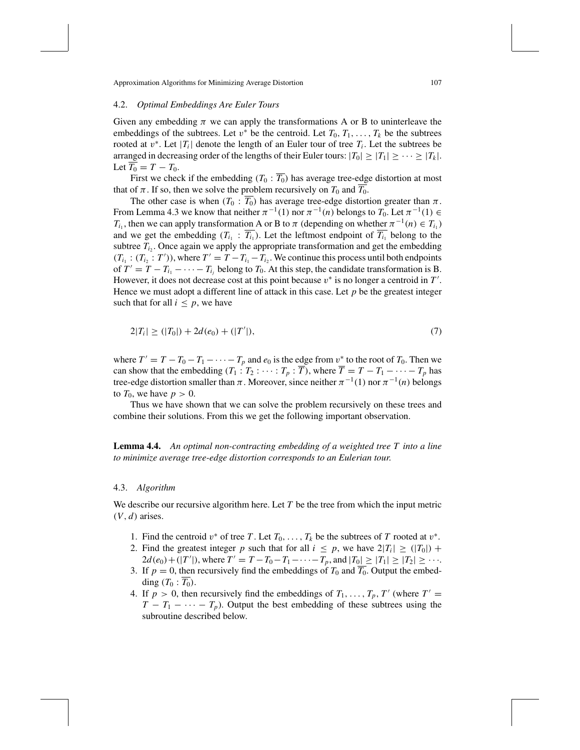### 4.2. *Optimal Embeddings Are Euler Tours*

Given any embedding $\pi$ we can apply the transformations A or B to uninterleave the embeddings of the subtrees. Let $v^*$ be the centroid. Let $T_0, T_1, \ldots, T_k$ be the subtrees rooted at $v^*$. Let $|T_i|$ denote the length of an Euler tour of tree $T_i$. Let the subtrees be arranged in decreasing order of the lengths of their Euler tours: $|T_0| \geq |T_1| \geq \cdots \geq |T_k|$. Let $\overline{T_0} = T - T_0$.

First we check if the embedding $(T_0 : \overline{T_0})$ has average tree-edge distortion at most that of $\pi$. If so, then we solve the problem recursively on $T_0$ and $\overline{T_0}$.

The other case is when $(T_0 : \overline{T_0})$ has average tree-edge distortion greater than $\pi$. From Lemma 4.3 we know that neither $\pi^{-1}(1)$ nor $\pi^{-1}(n)$ belongs to $T_0$. Let $\pi^{-1}(1) \in T_{i_1}$, then we can apply transformation A or B to $\pi$ (depending on whether $\pi^{-1}(n) \in T_{i_1}$) and we get the embedding $(T_{i_1} : \overline{T_{i_1}})$. Let the leftmost endpoint of $\overline{T_{i_1}}$ belong to the subtree $T_{i_2}$. Once again we apply the appropriate transformation and get the embedding $(T_{i_1} : (T_{i_2} : T'))$, where $T' = T - T_{i_1} - T_{i_2}$. We continue this process until both endpoints of $T' = T - T_{i_1} - \cdots - T_{i_j}$ belong to $T_0$. At this step, the candidate transformation is B. However, it does not decrease cost at this point because $v^*$ is no longer a centroid in $T'$. Hence we must adopt a different line of attack in this case. Let $p$ be the greatest integer such that for all $i \leq p$, we have

$$2|T_i| \geq (|T_0|) + 2d(e_0) + (|T'|), \tag{7}$$

where $T' = T - T_0 - T_1 - \cdots - T_p$ and $e_0$ is the edge from $v^*$ to the root of $T_0$. Then we can show that the embedding $(T_1 : T_2 : \cdots : T_p : \overline{T})$, where $\overline{T} = T - T_1 - \cdots - T_p$ has tree-edge distortion smaller than $\pi$. Moreover, since neither $\pi^{-1}(1)$ nor $\pi^{-1}(n)$ belongs to $T_0$, we have $p > 0$.

Thus we have shown that we can solve the problem recursively on these trees and combine their solutions. From this we get the following important observation.

**Lemma 4.4.** *An optimal non-contracting embedding of a weighted tree $T$ into a line to minimize average tree-edge distortion corresponds to an Eulerian tour.*

### 4.3. *Algorithm*

We describe our recursive algorithm here. Let $T$ be the tree from which the input metric $(V, d)$ arises.

1. Find the centroid $v^*$ of tree $T$. Let $T_0, \ldots, T_k$ be the subtrees of $T$ rooted at $v^*$.
2. Find the greatest integer $p$ such that for all $i \leq p$, we have $2|T_i| \geq (|T_0|) + 2d(e_0) + (|T'|)$, where $T' = T - T_0 - T_1 - \cdots - T_p$, and $|T_0| \geq |T_1| \geq |T_2| \geq \cdots$.
3. If $p = 0$, then recursively find the embeddings of $T_0$ and $\overline{T_0}$. Output the embedding $(T_0 : \overline{T_0})$.
4. If $p > 0$, then recursively find the embeddings of $T_1, \ldots, T_p, T'$ (where $T' = T - T_1 - \cdots - T_p$). Output the best embedding of these subtrees using the subroutine described below.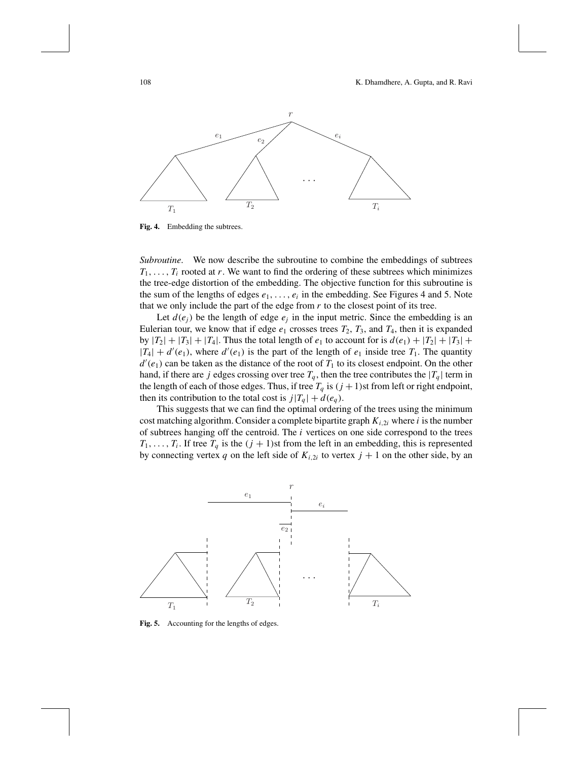Fig. 4. Embedding the subtrees.

*Subroutine*. We now describe the subroutine to combine the embeddings of subtrees $T_1, \ldots, T_i$ rooted at $r$. We want to find the ordering of these subtrees which minimizes the tree-edge distortion of the embedding. The objective function for this subroutine is the sum of the lengths of edges $e_1, \ldots, e_i$ in the embedding. See Figures 4 and 5. Note that we only include the part of the edge from $r$ to the closest point of its tree.

Let $d(e_j)$ be the length of edge $e_j$ in the input metric. Since the embedding is an Eulerian tour, we know that if edge $e_1$ crosses trees $T_2$, $T_3$, and $T_4$, then it is expanded by $|T_2| + |T_3| + |T_4|$. Thus the total length of $e_1$ to account for is $d(e_1) + |T_2| + |T_3| + |T_4| + d'(e_1)$, where $d'(e_1)$ is the part of the length of $e_1$ inside tree $T_1$. The quantity $d'(e_1)$ can be taken as the distance of the root of $T_1$ to its closest endpoint. On the other hand, if there are $j$ edges crossing over tree $T_q$, then the tree contributes the $|T_q|$ term in the length of each of those edges. Thus, if tree $T_q$ is $(j+1)$st from left or right endpoint, then its contribution to the total cost is $j|T_q| + d(e_q)$.

This suggests that we can find the optimal ordering of the trees using the minimum cost matching algorithm. Consider a complete bipartite graph $K_{i,2i}$ where $i$ is the number of subtrees hanging off the centroid. The $i$ vertices on one side correspond to the trees $T_1, \ldots, T_i$. If tree $T_q$ is the $(j+1)$st from the left in an embedding, this is represented by connecting vertex $q$ on the left side of $K_{i,2i}$ to vertex $j+1$ on the other side, by an

Fig. 5. Accounting for the lengths of edges.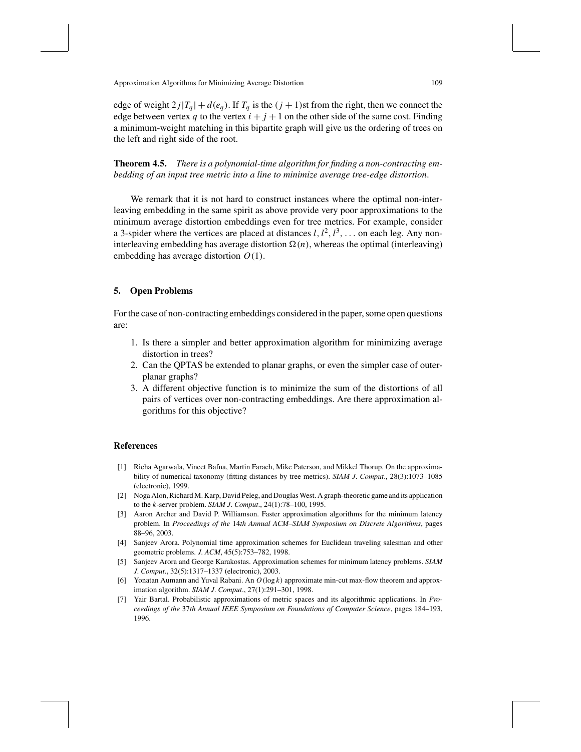edge of weight $2j|T_q| + d(e_q)$. If $T_q$ is the $(j+1)$st from the right, then we connect the edge between vertex $q$ to the vertex $i + j + 1$ on the other side of the same cost. Finding a minimum-weight matching in this bipartite graph will give us the ordering of trees on the left and right side of the root.

**Theorem 4.5.** *There is a polynomial-time algorithm for finding a non-contracting embedding of an input tree metric into a line to minimize average tree-edge distortion.*

We remark that it is not hard to construct instances where the optimal non-interleaving embedding in the same spirit as above provide very poor approximations to the minimum average distortion embeddings even for tree metrics. For example, consider a 3-spider where the vertices are placed at distances $l, l^2, l^3, \ldots$ on each leg. Any non-interleaving embedding has average distortion $\Omega(n)$, whereas the optimal (interleaving) embedding has average distortion $O(1)$.

## 5. Open Problems

For the case of non-contracting embeddings considered in the paper, some open questions are:

1. Is there a simpler and better approximation algorithm for minimizing average distortion in trees?
2. Can the QPTAS be extended to planar graphs, or even the simpler case of outer-planar graphs?
3. A different objective function is to minimize the sum of the distortions of all pairs of vertices over non-contracting embeddings. Are there approximation algorithms for this objective?

## References

[1] Richa Agarwala, Vineet Bafna, Martin Farach, Mike Paterson, and Mikkel Thorup. On the approximability of numerical taxonomy (fitting distances by tree metrics). *SIAM J. Comput.*, 28(3):1073–1085 (electronic), 1999.

[2] Noga Alon, Richard M. Karp, David Peleg, and Douglas West. A graph-theoretic game and its application to the $k$-server problem. *SIAM J. Comput.*, 24(1):78–100, 1995.

[3] Aaron Archer and David P. Williamson. Faster approximation algorithms for the minimum latency problem. In *Proceedings of the 14th Annual ACM–SIAM Symposium on Discrete Algorithms*, pages 88–96, 2003.

[4] Sanjeev Arora. Polynomial time approximation schemes for Euclidean traveling salesman and other geometric problems. *J. ACM*, 45(5):753–782, 1998.

[5] Sanjeev Arora and George Karakostas. Approximation schemes for minimum latency problems. *SIAM J. Comput.*, 32(5):1317–1337 (electronic), 2003.

[6] Yonatan Aumann and Yuval Rabani. An $O(\log k)$ approximate min-cut max-flow theorem and approximation algorithm. *SIAM J. Comput.*, 27(1):291–301, 1998.

[7] Yair Bartal. Probabilistic approximations of metric spaces and its algorithmic applications. In *Proceedings of the 37th Annual IEEE Symposium on Foundations of Computer Science*, pages 184–193, 1996.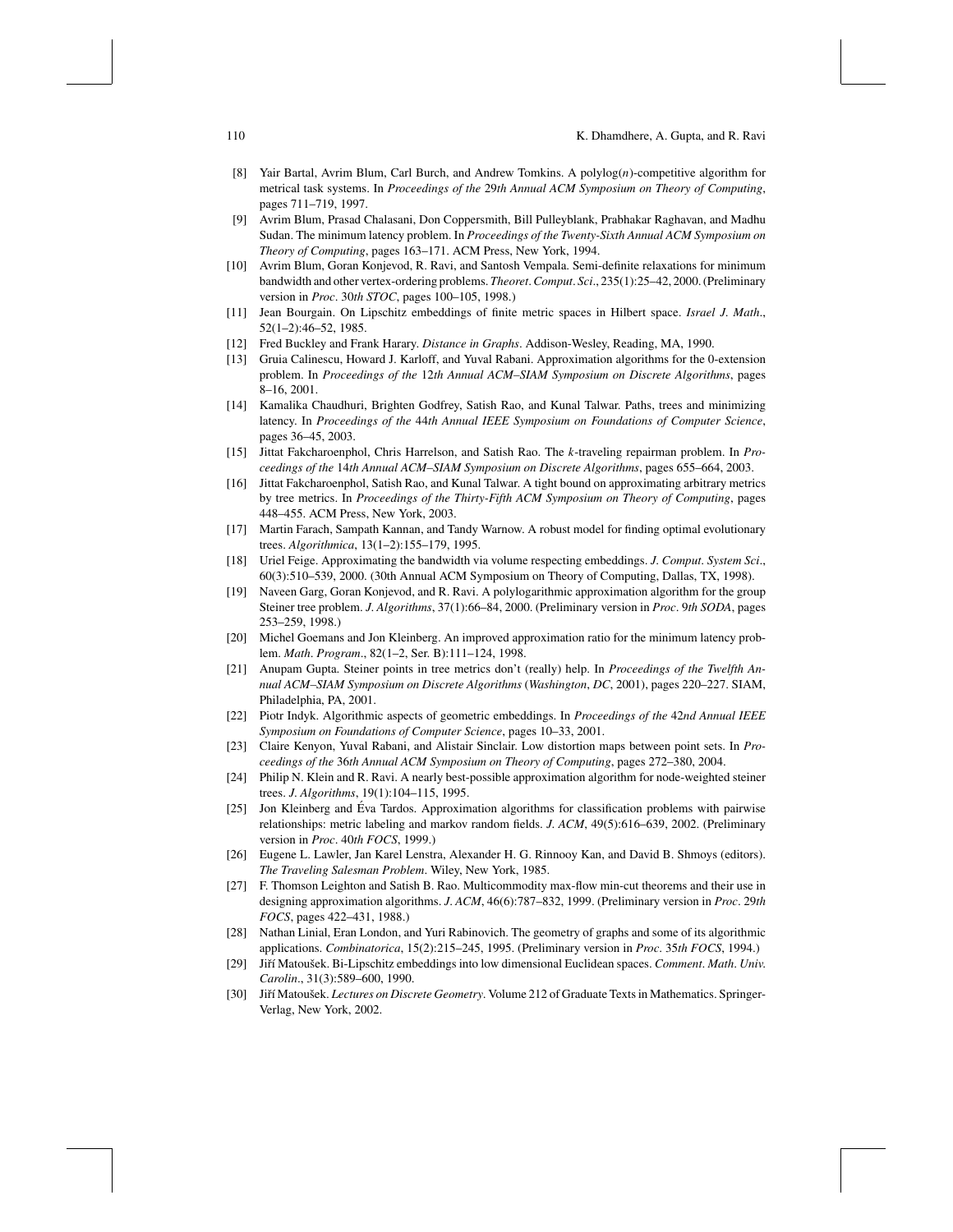[8] Yair Bartal, Avrim Blum, Carl Burch, and Andrew Tomkins. A polylog($n$)-competitive algorithm for metrical task systems. In *Proceedings of the* 29*th Annual ACM Symposium on Theory of Computing*, pages 711–719, 1997.

[9] Avrim Blum, Prasad Chalasani, Don Coppersmith, Bill Pulleyblank, Prabhakar Raghavan, and Madhu Sudan. The minimum latency problem. In *Proceedings of the Twenty-Sixth Annual ACM Symposium on Theory of Computing*, pages 163–171. ACM Press, New York, 1994.

[10] Avrim Blum, Goran Konjevod, R. Ravi, and Santosh Vempala. Semi-definite relaxations for minimum bandwidth and other vertex-ordering problems. *Theoret. Comput. Sci.*, 235(1):25–42, 2000. (Preliminary version in *Proc.* 30*th STOC*, pages 100–105, 1998.)

[11] Jean Bourgain. On Lipschitz embeddings of finite metric spaces in Hilbert space. *Israel J. Math.*, 52(1–2):46–52, 1985.

[12] Fred Buckley and Frank Harary. *Distance in Graphs*. Addison-Wesley, Reading, MA, 1990.

[13] Gruia Calinescu, Howard J. Karloff, and Yuval Rabani. Approximation algorithms for the 0-extension problem. In *Proceedings of the* 12*th Annual ACM–SIAM Symposium on Discrete Algorithms*, pages 8–16, 2001.

[14] Kamalika Chaudhuri, Brighten Godfrey, Satish Rao, and Kunal Talwar. Paths, trees and minimizing latency. In *Proceedings of the* 44*th Annual IEEE Symposium on Foundations of Computer Science*, pages 36–45, 2003.

[15] Jittat Fakcharoenphol, Chris Harrelson, and Satish Rao. The $k$-traveling repairman problem. In *Proceedings of the* 14*th Annual ACM–SIAM Symposium on Discrete Algorithms*, pages 655–664, 2003.

[16] Jittat Fakcharoenphol, Satish Rao, and Kunal Talwar. A tight bound on approximating arbitrary metrics by tree metrics. In *Proceedings of the Thirty-Fifth ACM Symposium on Theory of Computing*, pages 448–455. ACM Press, New York, 2003.

[17] Martin Farach, Sampath Kannan, and Tandy Warnow. A robust model for finding optimal evolutionary trees. *Algorithmica*, 13(1–2):155–179, 1995.

[18] Uriel Feige. Approximating the bandwidth via volume respecting embeddings. *J. Comput. System Sci.*, 60(3):510–539, 2000. (30th Annual ACM Symposium on Theory of Computing, Dallas, TX, 1998).

[19] Naveen Garg, Goran Konjevod, and R. Ravi. A polylogarithmic approximation algorithm for the group Steiner tree problem. *J. Algorithms*, 37(1):66–84, 2000. (Preliminary version in *Proc.* 9*th SODA*, pages 253–259, 1998.)

[20] Michel Goemans and Jon Kleinberg. An improved approximation ratio for the minimum latency problem. *Math. Program.*, 82(1–2, Ser. B):111–124, 1998.

[21] Anupam Gupta. Steiner points in tree metrics don't (really) help. In *Proceedings of the Twelfth Annual ACM–SIAM Symposium on Discrete Algorithms* (*Washington, DC*, 2001), pages 220–227. SIAM, Philadelphia, PA, 2001.

[22] Piotr Indyk. Algorithmic aspects of geometric embeddings. In *Proceedings of the* 42*nd Annual IEEE Symposium on Foundations of Computer Science*, pages 10–33, 2001.

[23] Claire Kenyon, Yuval Rabani, and Alistair Sinclair. Low distortion maps between point sets. In *Proceedings of the* 36*th Annual ACM Symposium on Theory of Computing*, pages 272–380, 2004.

[24] Philip N. Klein and R. Ravi. A nearly best-possible approximation algorithm for node-weighted steiner trees. *J. Algorithms*, 19(1):104–115, 1995.

[25] Jon Kleinberg and Éva Tardos. Approximation algorithms for classification problems with pairwise relationships: metric labeling and markov random fields. *J. ACM*, 49(5):616–639, 2002. (Preliminary version in *Proc.* 40*th FOCS*, 1999.)

[26] Eugene L. Lawler, Jan Karel Lenstra, Alexander H. G. Rinnooy Kan, and David B. Shmoys (editors). *The Traveling Salesman Problem*. Wiley, New York, 1985.

[27] F. Thomson Leighton and Satish B. Rao. Multicommodity max-flow min-cut theorems and their use in designing approximation algorithms. *J. ACM*, 46(6):787–832, 1999. (Preliminary version in *Proc.* 29*th FOCS*, pages 422–431, 1988.)

[28] Nathan Linial, Eran London, and Yuri Rabinovich. The geometry of graphs and some of its algorithmic applications. *Combinatorica*, 15(2):215–245, 1995. (Preliminary version in *Proc.* 35*th FOCS*, 1994.)

[29] Jiří Matoušek. Bi-Lipschitz embeddings into low dimensional Euclidean spaces. *Comment. Math. Univ. Carolin.*, 31(3):589–600, 1990.

[30] Jiří Matoušek. *Lectures on Discrete Geometry*. Volume 212 of Graduate Texts in Mathematics. Springer-Verlag, New York, 2002.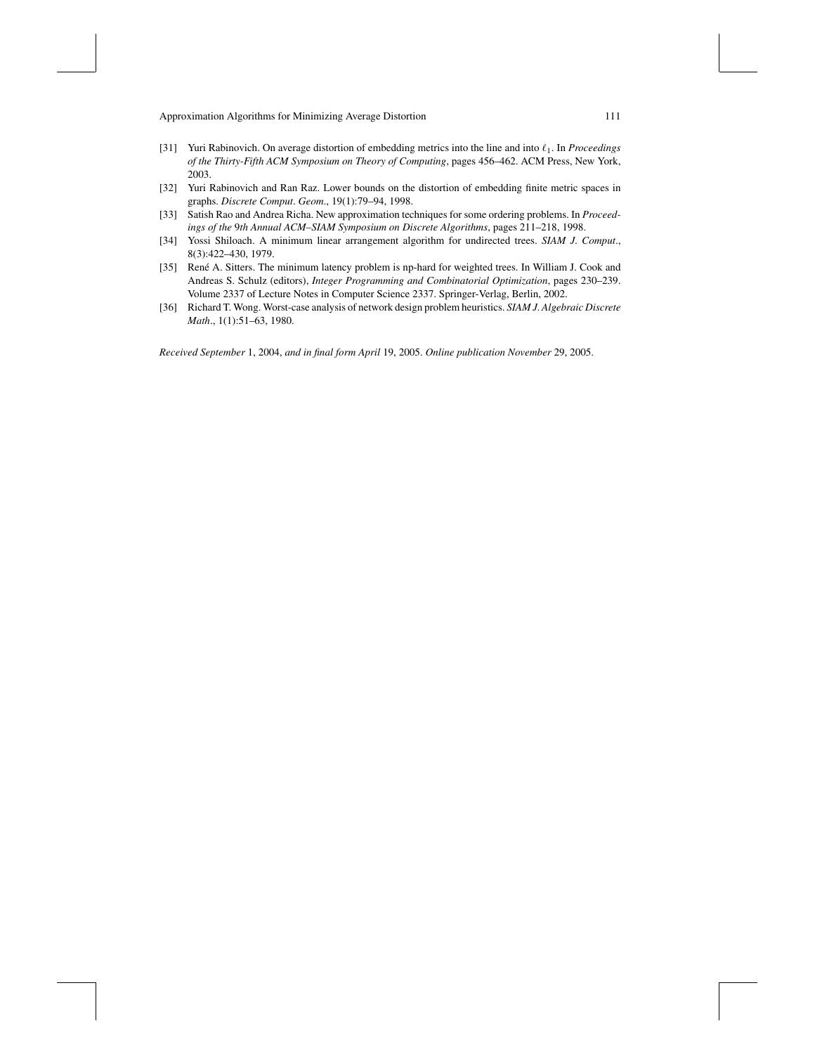[31] Yuri Rabinovich. On average distortion of embedding metrics into the line and into $\ell_1$. In *Proceedings of the Thirty-Fifth ACM Symposium on Theory of Computing*, pages 456–462. ACM Press, New York, 2003.

[32] Yuri Rabinovich and Ran Raz. Lower bounds on the distortion of embedding finite metric spaces in graphs. *Discrete Comput. Geom.*, 19(1):79–94, 1998.

[33] Satish Rao and Andrea Richa. New approximation techniques for some ordering problems. In *Proceedings of the 9th Annual ACM–SIAM Symposium on Discrete Algorithms*, pages 211–218, 1998.

[34] Yossi Shiloach. A minimum linear arrangement algorithm for undirected trees. *SIAM J. Comput.*, 8(3):422–430, 1979.

[35] René A. Sitters. The minimum latency problem is np-hard for weighted trees. In William J. Cook and Andreas S. Schulz (editors), *Integer Programming and Combinatorial Optimization*, pages 230–239. Volume 2337 of Lecture Notes in Computer Science 2337. Springer-Verlag, Berlin, 2002.

[36] Richard T. Wong. Worst-case analysis of network design problem heuristics. *SIAM J. Algebraic Discrete Math.*, 1(1):51–63, 1980.

*Received September* 1, 2004, *and in final form April* 19, 2005. *Online publication November* 29, 2005.